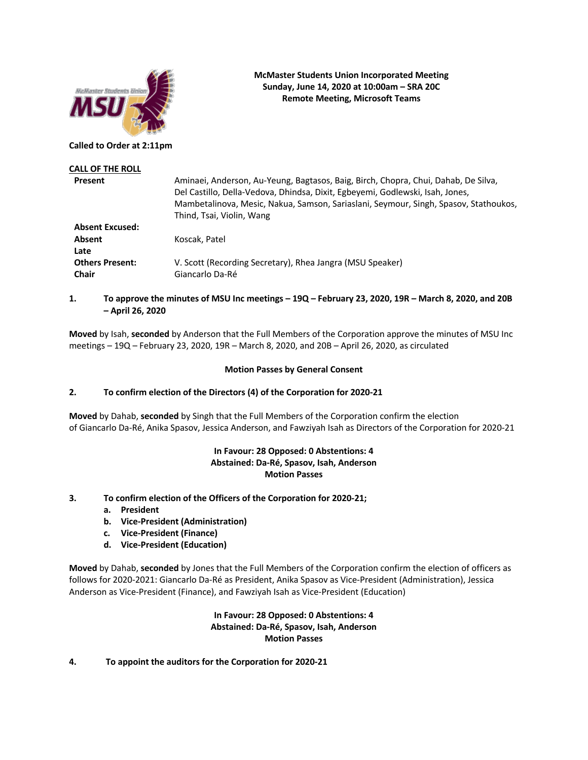**McMaster Students Union Incorporated Meeting**
**Sunday, June 14, 2020 at 10:00am – SRA 20C**
**Remote Meeting, Microsoft Teams**

**Called to Order at 2:11pm**

**CALL OF THE ROLL**

| | |
|---|---|
| **Present** | Aminaei, Anderson, Au-Yeung, Bagtasos, Baig, Birch, Chopra, Chui, Dahab, De Silva, Del Castillo, Della-Vedova, Dhindsa, Dixit, Egbeyemi, Godlewski, Isah, Jones, Mambetalinova, Mesic, Nakua, Samson, Sariaslani, Seymour, Singh, Spasov, Stathoukos, Thind, Tsai, Violin, Wang |
| **Absent Excused:** | |
| **Absent** | Koscak, Patel |
| **Late** | |
| **Others Present:** | V. Scott (Recording Secretary), Rhea Jangra (MSU Speaker) |
| **Chair** | Giancarlo Da-Ré |

**1. To approve the minutes of MSU Inc meetings – 19Q – February 23, 2020, 19R – March 8, 2020, and 20B – April 26, 2020**

**Moved** by Isah, **seconded** by Anderson that the Full Members of the Corporation approve the minutes of MSU Inc meetings – 19Q – February 23, 2020, 19R – March 8, 2020, and 20B – April 26, 2020, as circulated

**Motion Passes by General Consent**

**2. To confirm election of the Directors (4) of the Corporation for 2020-21**

**Moved** by Dahab, **seconded** by Singh that the Full Members of the Corporation confirm the election of Giancarlo Da-Ré, Anika Spasov, Jessica Anderson, and Fawziyah Isah as Directors of the Corporation for 2020-21

**In Favour: 28 Opposed: 0 Abstentions: 4**
**Abstained: Da-Ré, Spasov, Isah, Anderson**
**Motion Passes**

**3. To confirm election of the Officers of the Corporation for 2020-21;**

**a. President**
**b. Vice-President (Administration)**
**c. Vice-President (Finance)**
**d. Vice-President (Education)**

**Moved** by Dahab, **seconded** by Jones that the Full Members of the Corporation confirm the election of officers as follows for 2020-2021: Giancarlo Da-Ré as President, Anika Spasov as Vice-President (Administration), Jessica Anderson as Vice-President (Finance), and Fawziyah Isah as Vice-President (Education)

**In Favour: 28 Opposed: 0 Abstentions: 4**
**Abstained: Da-Ré, Spasov, Isah, Anderson**
**Motion Passes**

**4. To appoint the auditors for the Corporation for 2020-21**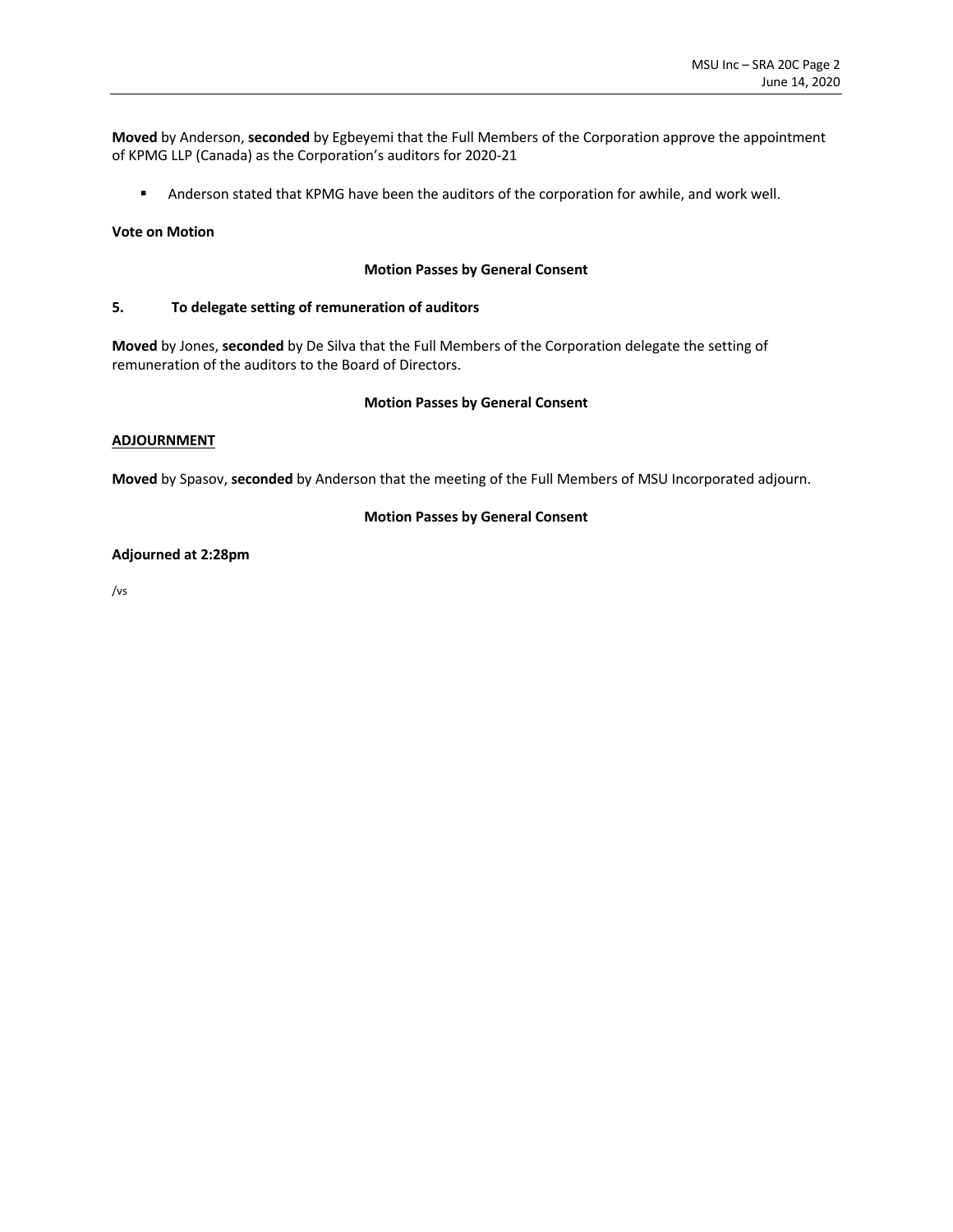**Moved** by Anderson, **seconded** by Egbeyemi that the Full Members of the Corporation approve the appointment of KPMG LLP (Canada) as the Corporation's auditors for 2020-21

- Anderson stated that KPMG have been the auditors of the corporation for awhile, and work well.

**Vote on Motion**

**Motion Passes by General Consent**

**5. To delegate setting of remuneration of auditors**

**Moved** by Jones, **seconded** by De Silva that the Full Members of the Corporation delegate the setting of remuneration of the auditors to the Board of Directors.

**Motion Passes by General Consent**

**ADJOURNMENT**

**Moved** by Spasov, **seconded** by Anderson that the meeting of the Full Members of MSU Incorporated adjourn.

**Motion Passes by General Consent**

**Adjourned at 2:28pm**

/vs